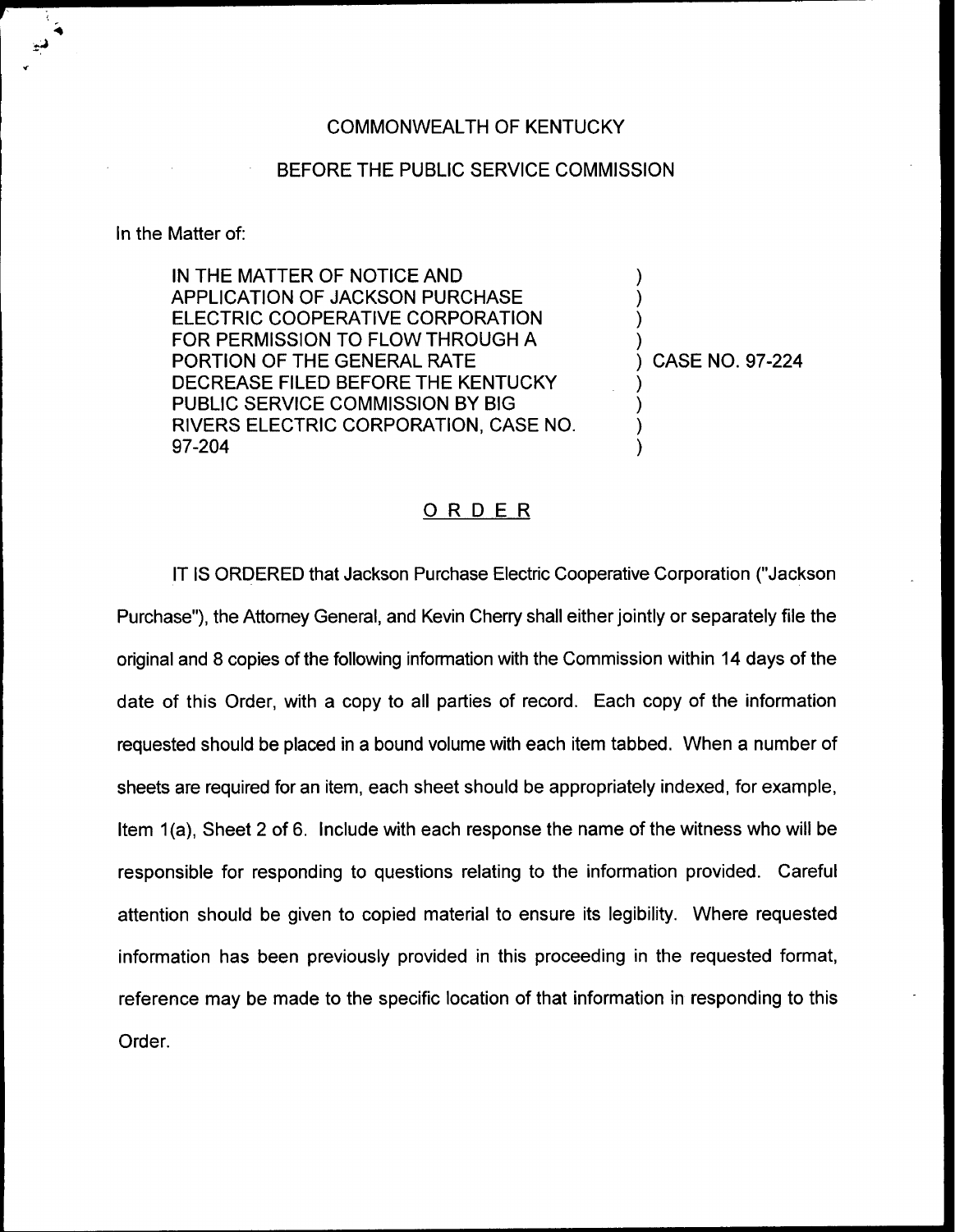COMMONWEALTH OF KENTUCKY

BEFORE THE PUBLIC SERVICE COMMISSION

In the Matter of:

| | | |
|---|---|---|
| IN THE MATTER OF NOTICE AND APPLICATION OF JACKSON PURCHASE ELECTRIC COOPERATIVE CORPORATION FOR PERMISSION TO FLOW THROUGH A PORTION OF THE GENERAL RATE DECREASE FILED BEFORE THE KENTUCKY PUBLIC SERVICE COMMISSION BY BIG RIVERS ELECTRIC CORPORATION, CASE NO. 97-204 | ) | CASE NO. 97-224 |

## ORDER

IT IS ORDERED that Jackson Purchase Electric Cooperative Corporation ("Jackson Purchase"), the Attorney General, and Kevin Cherry shall either jointly or separately file the original and 8 copies of the following information with the Commission within 14 days of the date of this Order, with a copy to all parties of record. Each copy of the information requested should be placed in a bound volume with each item tabbed. When a number of sheets are required for an item, each sheet should be appropriately indexed, for example, Item 1(a), Sheet 2 of 6. Include with each response the name of the witness who will be responsible for responding to questions relating to the information provided. Careful attention should be given to copied material to ensure its legibility. Where requested information has been previously provided in this proceeding in the requested format, reference may be made to the specific location of that information in responding to this Order.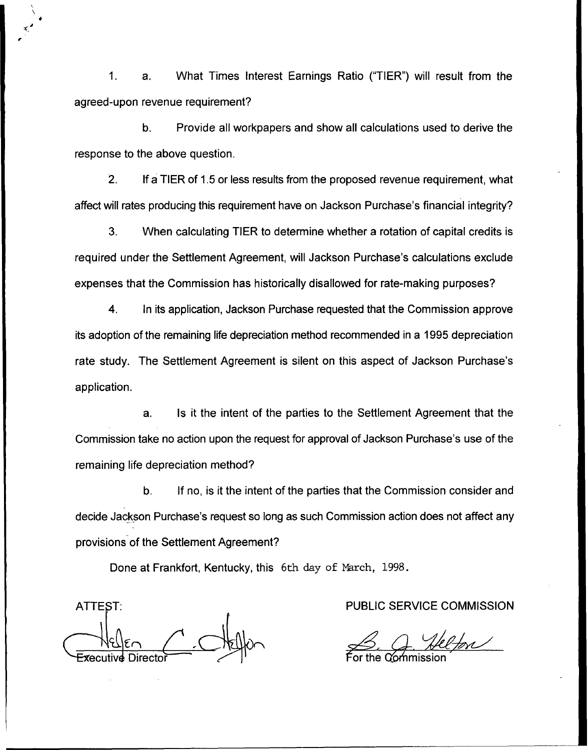1. a. What Times Interest Earnings Ratio ("TIER") will result from the agreed-upon revenue requirement?

   b. Provide all workpapers and show all calculations used to derive the response to the above question.

2. If a TIER of 1.5 or less results from the proposed revenue requirement, what affect will rates producing this requirement have on Jackson Purchase's financial integrity?

3. When calculating TIER to determine whether a rotation of capital credits is required under the Settlement Agreement, will Jackson Purchase's calculations exclude expenses that the Commission has historically disallowed for rate-making purposes?

4. In its application, Jackson Purchase requested that the Commission approve its adoption of the remaining life depreciation method recommended in a 1995 depreciation rate study. The Settlement Agreement is silent on this aspect of Jackson Purchase's application.

   a. Is it the intent of the parties to the Settlement Agreement that the Commission take no action upon the request for approval of Jackson Purchase's use of the remaining life depreciation method?

   b. If no, is it the intent of the parties that the Commission consider and decide Jackson Purchase's request so long as such Commission action does not affect any provisions of the Settlement Agreement?

Done at Frankfort, Kentucky, this 6th day of March, 1998.

ATTEST:

Executive Director

PUBLIC SERVICE COMMISSION

For the Commission